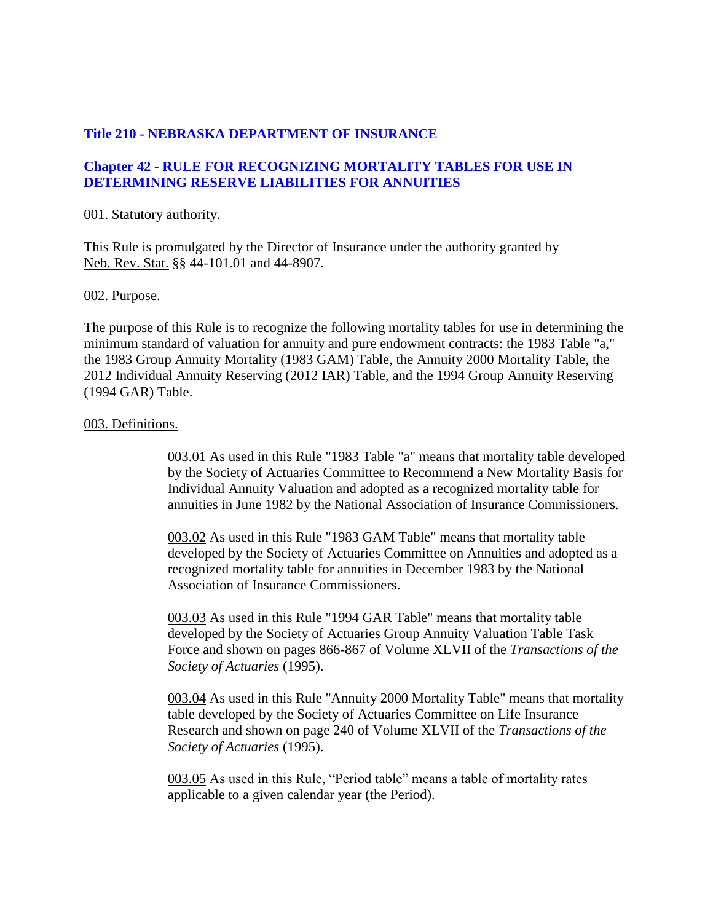# Title 210 - NEBRASKA DEPARTMENT OF INSURANCE

## Chapter 42 - RULE FOR RECOGNIZING MORTALITY TABLES FOR USE IN DETERMINING RESERVE LIABILITIES FOR ANNUITIES

001. Statutory authority.

This Rule is promulgated by the Director of Insurance under the authority granted by Neb. Rev. Stat. §§ 44-101.01 and 44-8907.

002. Purpose.

The purpose of this Rule is to recognize the following mortality tables for use in determining the minimum standard of valuation for annuity and pure endowment contracts: the 1983 Table "a," the 1983 Group Annuity Mortality (1983 GAM) Table, the Annuity 2000 Mortality Table, the 2012 Individual Annuity Reserving (2012 IAR) Table, and the 1994 Group Annuity Reserving (1994 GAR) Table.

003. Definitions.

> 003.01 As used in this Rule "1983 Table "a" means that mortality table developed by the Society of Actuaries Committee to Recommend a New Mortality Basis for Individual Annuity Valuation and adopted as a recognized mortality table for annuities in June 1982 by the National Association of Insurance Commissioners.
>
> 003.02 As used in this Rule "1983 GAM Table" means that mortality table developed by the Society of Actuaries Committee on Annuities and adopted as a recognized mortality table for annuities in December 1983 by the National Association of Insurance Commissioners.
>
> 003.03 As used in this Rule "1994 GAR Table" means that mortality table developed by the Society of Actuaries Group Annuity Valuation Table Task Force and shown on pages 866-867 of Volume XLVII of the *Transactions of the Society of Actuaries* (1995).
>
> 003.04 As used in this Rule "Annuity 2000 Mortality Table" means that mortality table developed by the Society of Actuaries Committee on Life Insurance Research and shown on page 240 of Volume XLVII of the *Transactions of the Society of Actuaries* (1995).
>
> 003.05 As used in this Rule, "Period table" means a table of mortality rates applicable to a given calendar year (the Period).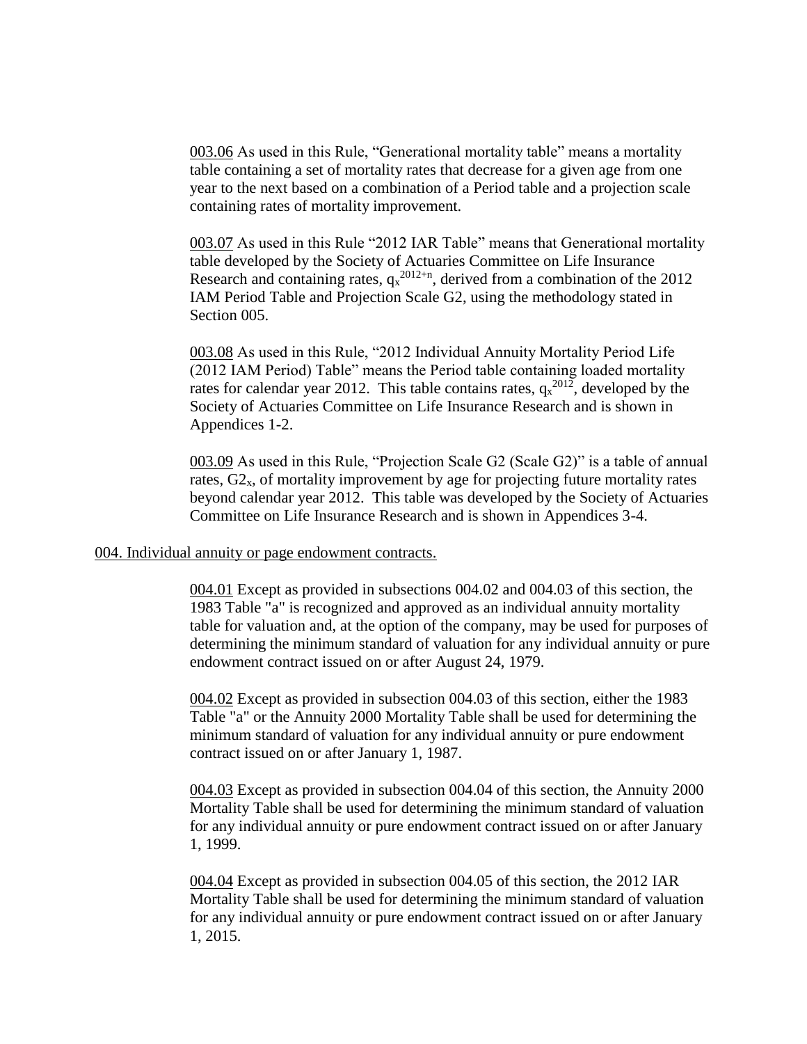003.06 As used in this Rule, "Generational mortality table" means a mortality table containing a set of mortality rates that decrease for a given age from one year to the next based on a combination of a Period table and a projection scale containing rates of mortality improvement.

003.07 As used in this Rule "2012 IAR Table" means that Generational mortality table developed by the Society of Actuaries Committee on Life Insurance Research and containing rates, $q_x^{2012+n}$, derived from a combination of the 2012 IAM Period Table and Projection Scale G2, using the methodology stated in Section 005.

003.08 As used in this Rule, "2012 Individual Annuity Mortality Period Life (2012 IAM Period) Table" means the Period table containing loaded mortality rates for calendar year 2012. This table contains rates, $q_x^{2012}$, developed by the Society of Actuaries Committee on Life Insurance Research and is shown in Appendices 1-2.

003.09 As used in this Rule, "Projection Scale G2 (Scale G2)" is a table of annual rates, $G2_x$, of mortality improvement by age for projecting future mortality rates beyond calendar year 2012. This table was developed by the Society of Actuaries Committee on Life Insurance Research and is shown in Appendices 3-4.

004. Individual annuity or page endowment contracts.

004.01 Except as provided in subsections 004.02 and 004.03 of this section, the 1983 Table "a" is recognized and approved as an individual annuity mortality table for valuation and, at the option of the company, may be used for purposes of determining the minimum standard of valuation for any individual annuity or pure endowment contract issued on or after August 24, 1979.

004.02 Except as provided in subsection 004.03 of this section, either the 1983 Table "a" or the Annuity 2000 Mortality Table shall be used for determining the minimum standard of valuation for any individual annuity or pure endowment contract issued on or after January 1, 1987.

004.03 Except as provided in subsection 004.04 of this section, the Annuity 2000 Mortality Table shall be used for determining the minimum standard of valuation for any individual annuity or pure endowment contract issued on or after January 1, 1999.

004.04 Except as provided in subsection 004.05 of this section, the 2012 IAR Mortality Table shall be used for determining the minimum standard of valuation for any individual annuity or pure endowment contract issued on or after January 1, 2015.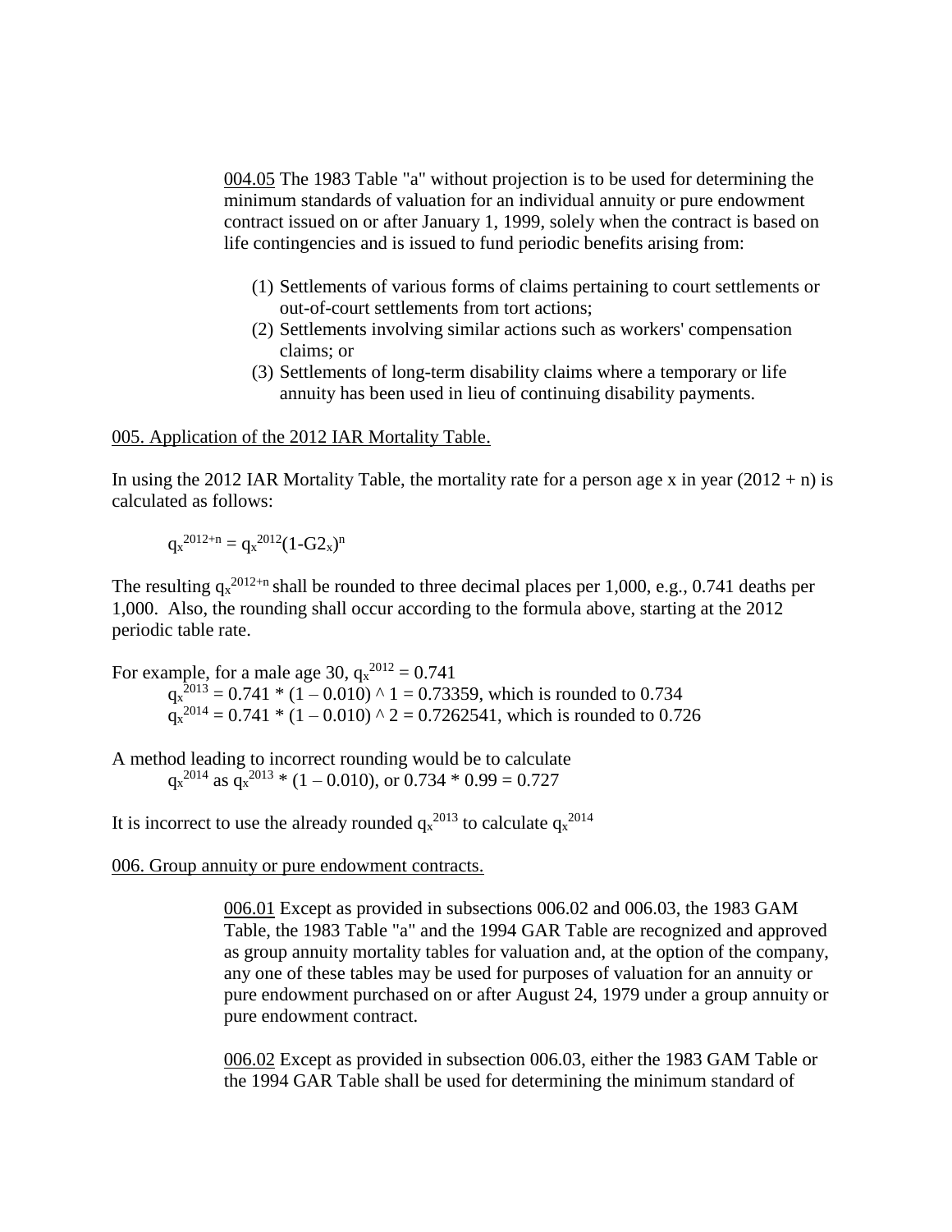<u>004.05</u> The 1983 Table "a" without projection is to be used for determining the minimum standards of valuation for an individual annuity or pure endowment contract issued on or after January 1, 1999, solely when the contract is based on life contingencies and is issued to fund periodic benefits arising from:

(1) Settlements of various forms of claims pertaining to court settlements or out-of-court settlements from tort actions;
(2) Settlements involving similar actions such as workers' compensation claims; or
(3) Settlements of long-term disability claims where a temporary or life annuity has been used in lieu of continuing disability payments.

<u>005. Application of the 2012 IAR Mortality Table.</u>

In using the 2012 IAR Mortality Table, the mortality rate for a person age x in year (2012 + n) is calculated as follows:

$$q_x^{2012+n} = q_x^{2012}(1\text{-}G2_x)^n$$

The resulting $q_x^{2012+n}$ shall be rounded to three decimal places per 1,000, e.g., 0.741 deaths per 1,000. Also, the rounding shall occur according to the formula above, starting at the 2012 periodic table rate.

For example, for a male age 30, $q_x^{2012} = 0.741$

$q_x^{2013} = 0.741 * (1 – 0.010) ^ 1 = 0.73359$, which is rounded to 0.734

$q_x^{2014} = 0.741 * (1 – 0.010) ^ 2 = 0.7262541$, which is rounded to 0.726

A method leading to incorrect rounding would be to calculate

$q_x^{2014}$ as $q_x^{2013} * (1 – 0.010)$, or $0.734 * 0.99 = 0.727$

It is incorrect to use the already rounded $q_x^{2013}$ to calculate $q_x^{2014}$

<u>006. Group annuity or pure endowment contracts.</u>

<u>006.01</u> Except as provided in subsections 006.02 and 006.03, the 1983 GAM Table, the 1983 Table "a" and the 1994 GAR Table are recognized and approved as group annuity mortality tables for valuation and, at the option of the company, any one of these tables may be used for purposes of valuation for an annuity or pure endowment purchased on or after August 24, 1979 under a group annuity or pure endowment contract.

<u>006.02</u> Except as provided in subsection 006.03, either the 1983 GAM Table or the 1994 GAR Table shall be used for determining the minimum standard of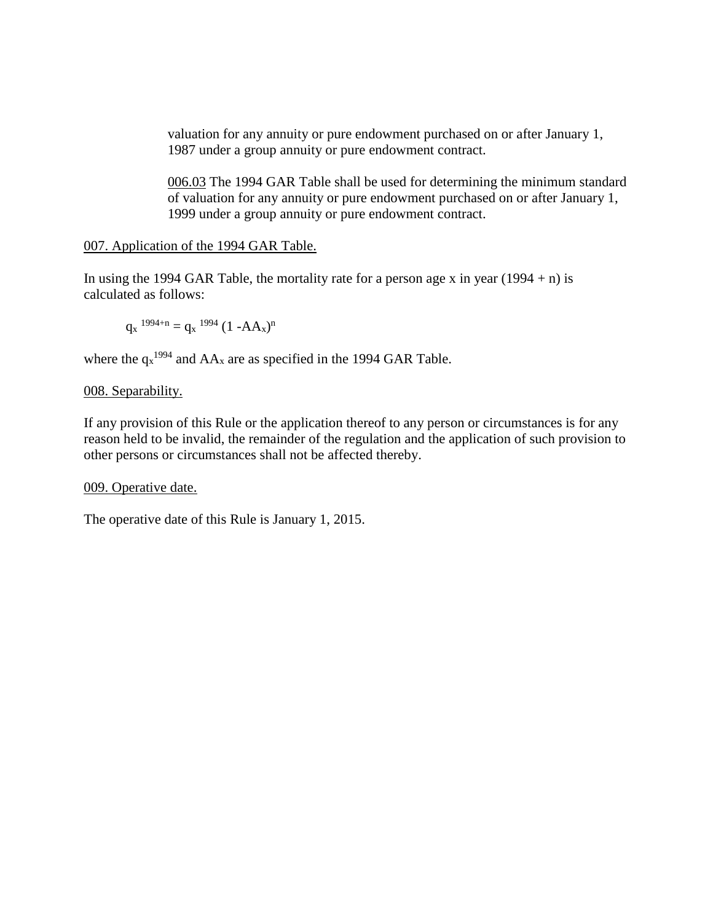valuation for any annuity or pure endowment purchased on or after January 1, 1987 under a group annuity or pure endowment contract.

006.03 The 1994 GAR Table shall be used for determining the minimum standard of valuation for any annuity or pure endowment purchased on or after January 1, 1999 under a group annuity or pure endowment contract.

007. Application of the 1994 GAR Table.

In using the 1994 GAR Table, the mortality rate for a person age x in year (1994 + n) is calculated as follows:

$$q_x^{\,1994+n} = q_x^{\,1994}\,(1 - AA_x)^n$$

where the $q_x^{1994}$ and $AA_x$ are as specified in the 1994 GAR Table.

008. Separability.

If any provision of this Rule or the application thereof to any person or circumstances is for any reason held to be invalid, the remainder of the regulation and the application of such provision to other persons or circumstances shall not be affected thereby.

009. Operative date.

The operative date of this Rule is January 1, 2015.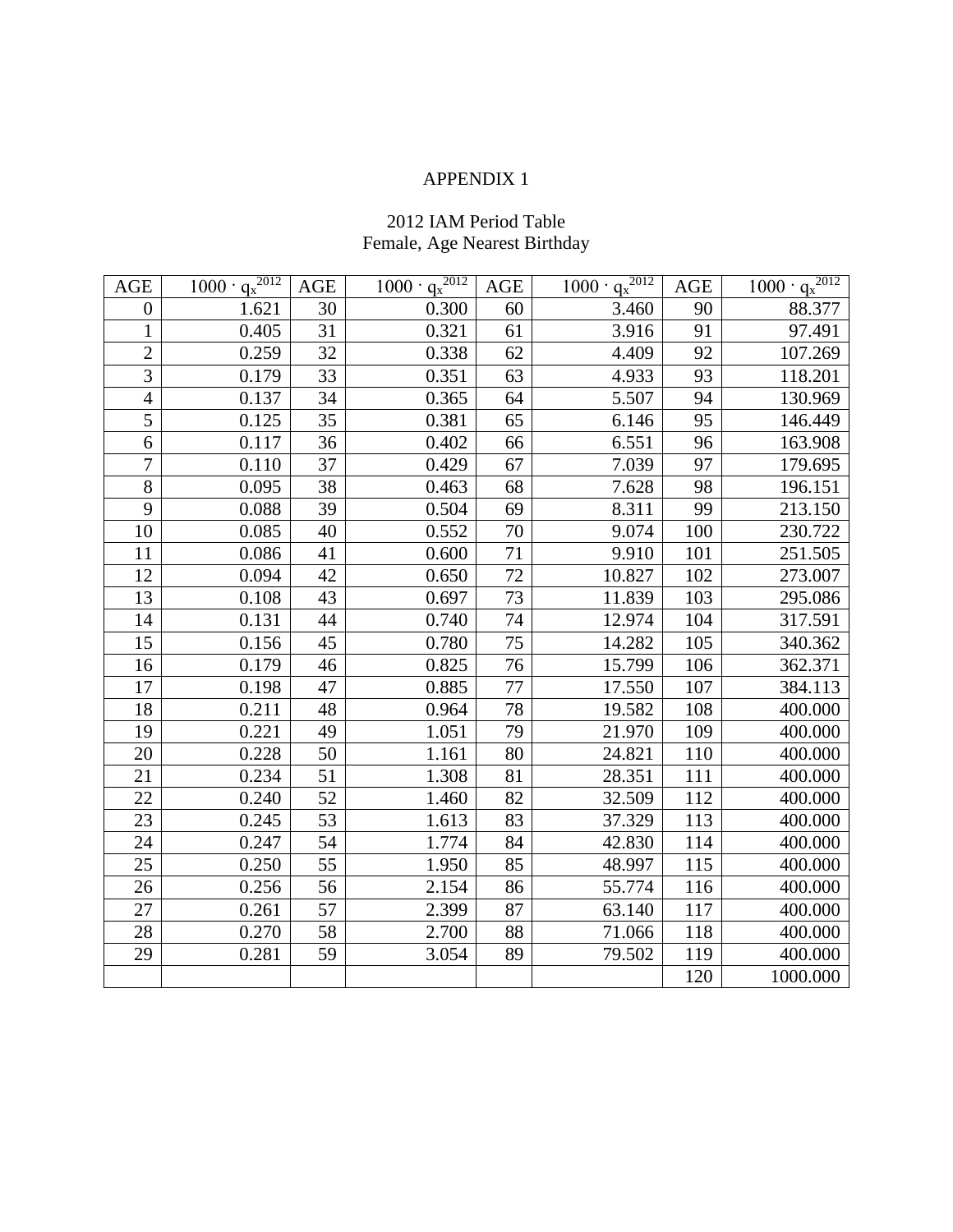# APPENDIX 1

## 2012 IAM Period Table
Female, Age Nearest Birthday

| AGE | $1000 \cdot q_x^{2012}$ | AGE | $1000 \cdot q_x^{2012}$ | AGE | $1000 \cdot q_x^{2012}$ | AGE | $1000 \cdot q_x^{2012}$ |
|---|---|---|---|---|---|---|---|
| 0 | 1.621 | 30 | 0.300 | 60 | 3.460 | 90 | 88.377 |
| 1 | 0.405 | 31 | 0.321 | 61 | 3.916 | 91 | 97.491 |
| 2 | 0.259 | 32 | 0.338 | 62 | 4.409 | 92 | 107.269 |
| 3 | 0.179 | 33 | 0.351 | 63 | 4.933 | 93 | 118.201 |
| 4 | 0.137 | 34 | 0.365 | 64 | 5.507 | 94 | 130.969 |
| 5 | 0.125 | 35 | 0.381 | 65 | 6.146 | 95 | 146.449 |
| 6 | 0.117 | 36 | 0.402 | 66 | 6.551 | 96 | 163.908 |
| 7 | 0.110 | 37 | 0.429 | 67 | 7.039 | 97 | 179.695 |
| 8 | 0.095 | 38 | 0.463 | 68 | 7.628 | 98 | 196.151 |
| 9 | 0.088 | 39 | 0.504 | 69 | 8.311 | 99 | 213.150 |
| 10 | 0.085 | 40 | 0.552 | 70 | 9.074 | 100 | 230.722 |
| 11 | 0.086 | 41 | 0.600 | 71 | 9.910 | 101 | 251.505 |
| 12 | 0.094 | 42 | 0.650 | 72 | 10.827 | 102 | 273.007 |
| 13 | 0.108 | 43 | 0.697 | 73 | 11.839 | 103 | 295.086 |
| 14 | 0.131 | 44 | 0.740 | 74 | 12.974 | 104 | 317.591 |
| 15 | 0.156 | 45 | 0.780 | 75 | 14.282 | 105 | 340.362 |
| 16 | 0.179 | 46 | 0.825 | 76 | 15.799 | 106 | 362.371 |
| 17 | 0.198 | 47 | 0.885 | 77 | 17.550 | 107 | 384.113 |
| 18 | 0.211 | 48 | 0.964 | 78 | 19.582 | 108 | 400.000 |
| 19 | 0.221 | 49 | 1.051 | 79 | 21.970 | 109 | 400.000 |
| 20 | 0.228 | 50 | 1.161 | 80 | 24.821 | 110 | 400.000 |
| 21 | 0.234 | 51 | 1.308 | 81 | 28.351 | 111 | 400.000 |
| 22 | 0.240 | 52 | 1.460 | 82 | 32.509 | 112 | 400.000 |
| 23 | 0.245 | 53 | 1.613 | 83 | 37.329 | 113 | 400.000 |
| 24 | 0.247 | 54 | 1.774 | 84 | 42.830 | 114 | 400.000 |
| 25 | 0.250 | 55 | 1.950 | 85 | 48.997 | 115 | 400.000 |
| 26 | 0.256 | 56 | 2.154 | 86 | 55.774 | 116 | 400.000 |
| 27 | 0.261 | 57 | 2.399 | 87 | 63.140 | 117 | 400.000 |
| 28 | 0.270 | 58 | 2.700 | 88 | 71.066 | 118 | 400.000 |
| 29 | 0.281 | 59 | 3.054 | 89 | 79.502 | 119 | 400.000 |
| | | | | | | 120 | 1000.000 |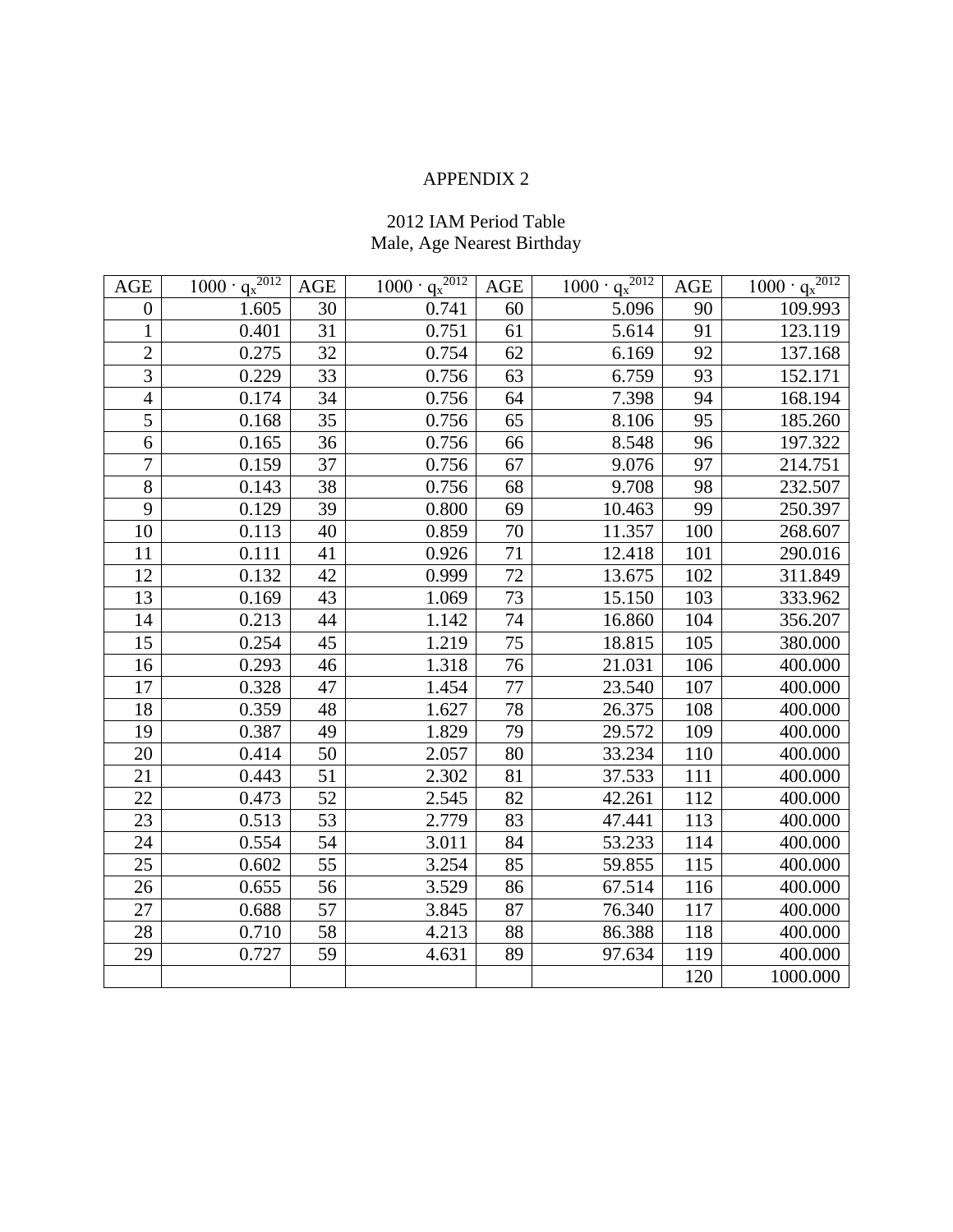APPENDIX 2

2012 IAM Period Table
Male, Age Nearest Birthday

| AGE | $1000 \cdot q_x^{2012}$ | AGE | $1000 \cdot q_x^{2012}$ | AGE | $1000 \cdot q_x^{2012}$ | AGE | $1000 \cdot q_x^{2012}$ |
|---|---|---|---|---|---|---|---|
| 0 | 1.605 | 30 | 0.741 | 60 | 5.096 | 90 | 109.993 |
| 1 | 0.401 | 31 | 0.751 | 61 | 5.614 | 91 | 123.119 |
| 2 | 0.275 | 32 | 0.754 | 62 | 6.169 | 92 | 137.168 |
| 3 | 0.229 | 33 | 0.756 | 63 | 6.759 | 93 | 152.171 |
| 4 | 0.174 | 34 | 0.756 | 64 | 7.398 | 94 | 168.194 |
| 5 | 0.168 | 35 | 0.756 | 65 | 8.106 | 95 | 185.260 |
| 6 | 0.165 | 36 | 0.756 | 66 | 8.548 | 96 | 197.322 |
| 7 | 0.159 | 37 | 0.756 | 67 | 9.076 | 97 | 214.751 |
| 8 | 0.143 | 38 | 0.756 | 68 | 9.708 | 98 | 232.507 |
| 9 | 0.129 | 39 | 0.800 | 69 | 10.463 | 99 | 250.397 |
| 10 | 0.113 | 40 | 0.859 | 70 | 11.357 | 100 | 268.607 |
| 11 | 0.111 | 41 | 0.926 | 71 | 12.418 | 101 | 290.016 |
| 12 | 0.132 | 42 | 0.999 | 72 | 13.675 | 102 | 311.849 |
| 13 | 0.169 | 43 | 1.069 | 73 | 15.150 | 103 | 333.962 |
| 14 | 0.213 | 44 | 1.142 | 74 | 16.860 | 104 | 356.207 |
| 15 | 0.254 | 45 | 1.219 | 75 | 18.815 | 105 | 380.000 |
| 16 | 0.293 | 46 | 1.318 | 76 | 21.031 | 106 | 400.000 |
| 17 | 0.328 | 47 | 1.454 | 77 | 23.540 | 107 | 400.000 |
| 18 | 0.359 | 48 | 1.627 | 78 | 26.375 | 108 | 400.000 |
| 19 | 0.387 | 49 | 1.829 | 79 | 29.572 | 109 | 400.000 |
| 20 | 0.414 | 50 | 2.057 | 80 | 33.234 | 110 | 400.000 |
| 21 | 0.443 | 51 | 2.302 | 81 | 37.533 | 111 | 400.000 |
| 22 | 0.473 | 52 | 2.545 | 82 | 42.261 | 112 | 400.000 |
| 23 | 0.513 | 53 | 2.779 | 83 | 47.441 | 113 | 400.000 |
| 24 | 0.554 | 54 | 3.011 | 84 | 53.233 | 114 | 400.000 |
| 25 | 0.602 | 55 | 3.254 | 85 | 59.855 | 115 | 400.000 |
| 26 | 0.655 | 56 | 3.529 | 86 | 67.514 | 116 | 400.000 |
| 27 | 0.688 | 57 | 3.845 | 87 | 76.340 | 117 | 400.000 |
| 28 | 0.710 | 58 | 4.213 | 88 | 86.388 | 118 | 400.000 |
| 29 | 0.727 | 59 | 4.631 | 89 | 97.634 | 119 | 400.000 |
| | | | | | | 120 | 1000.000 |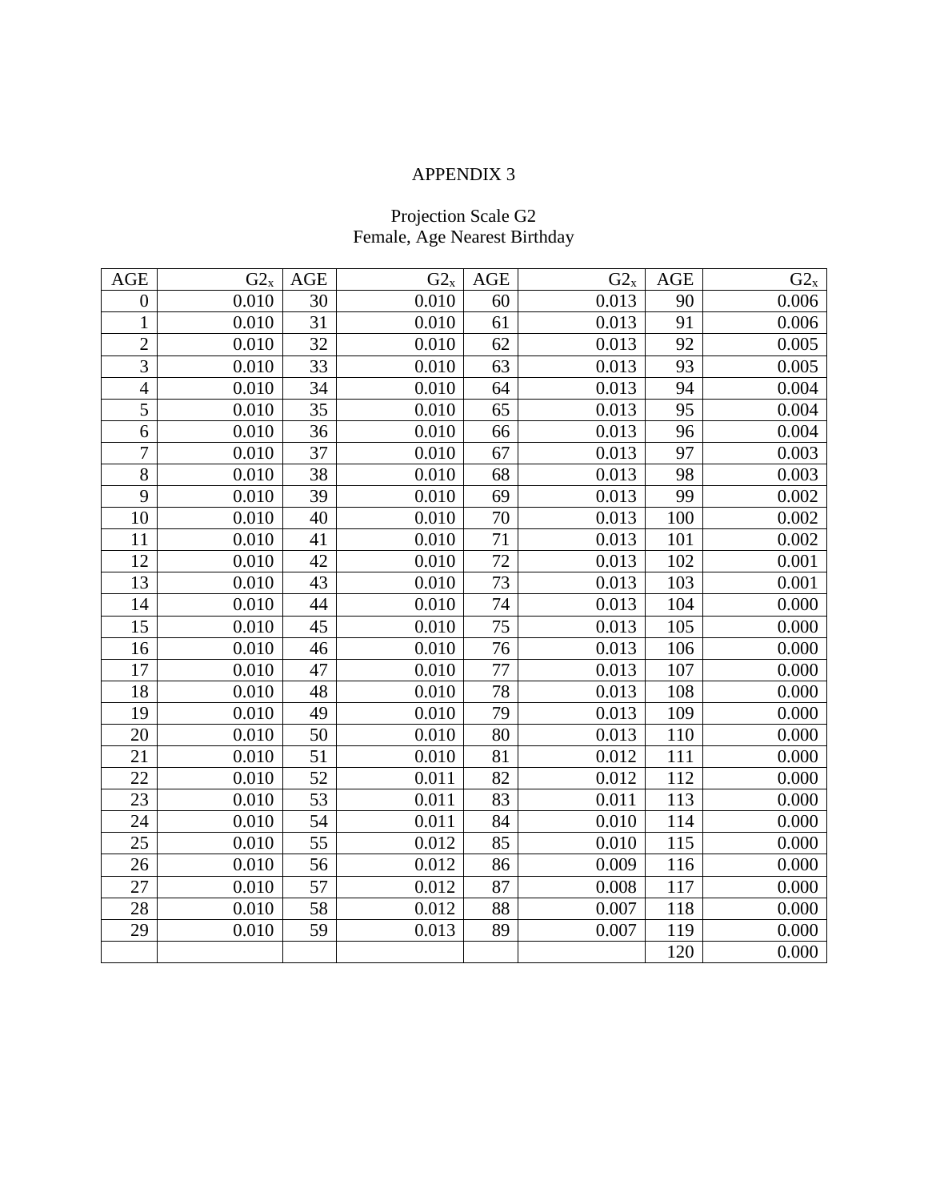APPENDIX 3

Projection Scale G2
Female, Age Nearest Birthday

| AGE | $G2_x$ | AGE | $G2_x$ | AGE | $G2_x$ | AGE | $G2_x$ |
|---|---|---|---|---|---|---|---|
| 0 | 0.010 | 30 | 0.010 | 60 | 0.013 | 90 | 0.006 |
| 1 | 0.010 | 31 | 0.010 | 61 | 0.013 | 91 | 0.006 |
| 2 | 0.010 | 32 | 0.010 | 62 | 0.013 | 92 | 0.005 |
| 3 | 0.010 | 33 | 0.010 | 63 | 0.013 | 93 | 0.005 |
| 4 | 0.010 | 34 | 0.010 | 64 | 0.013 | 94 | 0.004 |
| 5 | 0.010 | 35 | 0.010 | 65 | 0.013 | 95 | 0.004 |
| 6 | 0.010 | 36 | 0.010 | 66 | 0.013 | 96 | 0.004 |
| 7 | 0.010 | 37 | 0.010 | 67 | 0.013 | 97 | 0.003 |
| 8 | 0.010 | 38 | 0.010 | 68 | 0.013 | 98 | 0.003 |
| 9 | 0.010 | 39 | 0.010 | 69 | 0.013 | 99 | 0.002 |
| 10 | 0.010 | 40 | 0.010 | 70 | 0.013 | 100 | 0.002 |
| 11 | 0.010 | 41 | 0.010 | 71 | 0.013 | 101 | 0.002 |
| 12 | 0.010 | 42 | 0.010 | 72 | 0.013 | 102 | 0.001 |
| 13 | 0.010 | 43 | 0.010 | 73 | 0.013 | 103 | 0.001 |
| 14 | 0.010 | 44 | 0.010 | 74 | 0.013 | 104 | 0.000 |
| 15 | 0.010 | 45 | 0.010 | 75 | 0.013 | 105 | 0.000 |
| 16 | 0.010 | 46 | 0.010 | 76 | 0.013 | 106 | 0.000 |
| 17 | 0.010 | 47 | 0.010 | 77 | 0.013 | 107 | 0.000 |
| 18 | 0.010 | 48 | 0.010 | 78 | 0.013 | 108 | 0.000 |
| 19 | 0.010 | 49 | 0.010 | 79 | 0.013 | 109 | 0.000 |
| 20 | 0.010 | 50 | 0.010 | 80 | 0.013 | 110 | 0.000 |
| 21 | 0.010 | 51 | 0.010 | 81 | 0.012 | 111 | 0.000 |
| 22 | 0.010 | 52 | 0.011 | 82 | 0.012 | 112 | 0.000 |
| 23 | 0.010 | 53 | 0.011 | 83 | 0.011 | 113 | 0.000 |
| 24 | 0.010 | 54 | 0.011 | 84 | 0.010 | 114 | 0.000 |
| 25 | 0.010 | 55 | 0.012 | 85 | 0.010 | 115 | 0.000 |
| 26 | 0.010 | 56 | 0.012 | 86 | 0.009 | 116 | 0.000 |
| 27 | 0.010 | 57 | 0.012 | 87 | 0.008 | 117 | 0.000 |
| 28 | 0.010 | 58 | 0.012 | 88 | 0.007 | 118 | 0.000 |
| 29 | 0.010 | 59 | 0.013 | 89 | 0.007 | 119 | 0.000 |
| | | | | | | 120 | 0.000 |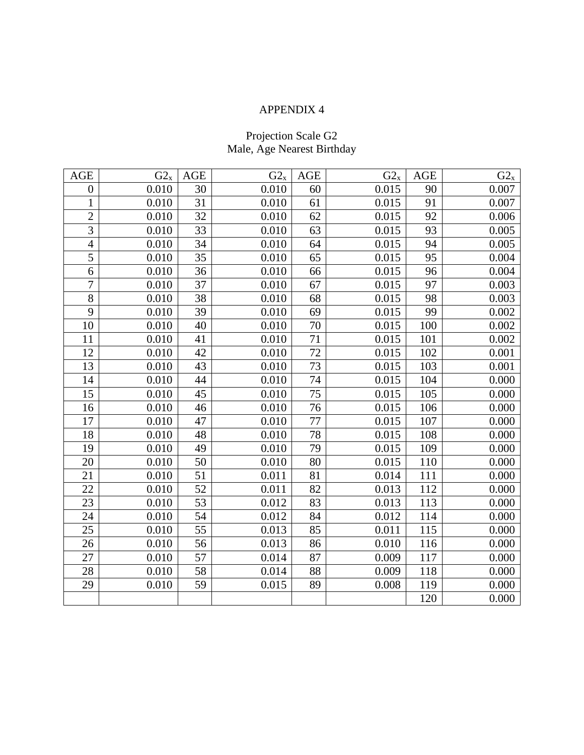APPENDIX 4

Projection Scale G2
Male, Age Nearest Birthday

| AGE | $G2_x$ | AGE | $G2_x$ | AGE | $G2_x$ | AGE | $G2_x$ |
|---|---|---|---|---|---|---|---|
| 0 | 0.010 | 30 | 0.010 | 60 | 0.015 | 90 | 0.007 |
| 1 | 0.010 | 31 | 0.010 | 61 | 0.015 | 91 | 0.007 |
| 2 | 0.010 | 32 | 0.010 | 62 | 0.015 | 92 | 0.006 |
| 3 | 0.010 | 33 | 0.010 | 63 | 0.015 | 93 | 0.005 |
| 4 | 0.010 | 34 | 0.010 | 64 | 0.015 | 94 | 0.005 |
| 5 | 0.010 | 35 | 0.010 | 65 | 0.015 | 95 | 0.004 |
| 6 | 0.010 | 36 | 0.010 | 66 | 0.015 | 96 | 0.004 |
| 7 | 0.010 | 37 | 0.010 | 67 | 0.015 | 97 | 0.003 |
| 8 | 0.010 | 38 | 0.010 | 68 | 0.015 | 98 | 0.003 |
| 9 | 0.010 | 39 | 0.010 | 69 | 0.015 | 99 | 0.002 |
| 10 | 0.010 | 40 | 0.010 | 70 | 0.015 | 100 | 0.002 |
| 11 | 0.010 | 41 | 0.010 | 71 | 0.015 | 101 | 0.002 |
| 12 | 0.010 | 42 | 0.010 | 72 | 0.015 | 102 | 0.001 |
| 13 | 0.010 | 43 | 0.010 | 73 | 0.015 | 103 | 0.001 |
| 14 | 0.010 | 44 | 0.010 | 74 | 0.015 | 104 | 0.000 |
| 15 | 0.010 | 45 | 0.010 | 75 | 0.015 | 105 | 0.000 |
| 16 | 0.010 | 46 | 0.010 | 76 | 0.015 | 106 | 0.000 |
| 17 | 0.010 | 47 | 0.010 | 77 | 0.015 | 107 | 0.000 |
| 18 | 0.010 | 48 | 0.010 | 78 | 0.015 | 108 | 0.000 |
| 19 | 0.010 | 49 | 0.010 | 79 | 0.015 | 109 | 0.000 |
| 20 | 0.010 | 50 | 0.010 | 80 | 0.015 | 110 | 0.000 |
| 21 | 0.010 | 51 | 0.011 | 81 | 0.014 | 111 | 0.000 |
| 22 | 0.010 | 52 | 0.011 | 82 | 0.013 | 112 | 0.000 |
| 23 | 0.010 | 53 | 0.012 | 83 | 0.013 | 113 | 0.000 |
| 24 | 0.010 | 54 | 0.012 | 84 | 0.012 | 114 | 0.000 |
| 25 | 0.010 | 55 | 0.013 | 85 | 0.011 | 115 | 0.000 |
| 26 | 0.010 | 56 | 0.013 | 86 | 0.010 | 116 | 0.000 |
| 27 | 0.010 | 57 | 0.014 | 87 | 0.009 | 117 | 0.000 |
| 28 | 0.010 | 58 | 0.014 | 88 | 0.009 | 118 | 0.000 |
| 29 | 0.010 | 59 | 0.015 | 89 | 0.008 | 119 | 0.000 |
| | | | | | | 120 | 0.000 |